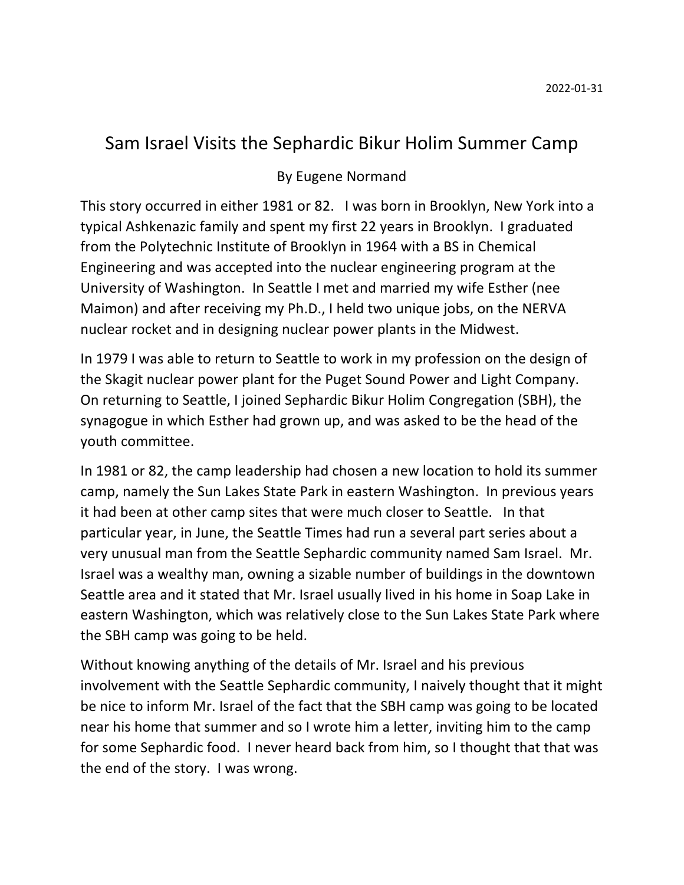2022-01-31

# Sam Israel Visits the Sephardic Bikur Holim Summer Camp

By Eugene Normand

This story occurred in either 1981 or 82. I was born in Brooklyn, New York into a typical Ashkenazic family and spent my first 22 years in Brooklyn. I graduated from the Polytechnic Institute of Brooklyn in 1964 with a BS in Chemical Engineering and was accepted into the nuclear engineering program at the University of Washington. In Seattle I met and married my wife Esther (nee Maimon) and after receiving my Ph.D., I held two unique jobs, on the NERVA nuclear rocket and in designing nuclear power plants in the Midwest.

In 1979 I was able to return to Seattle to work in my profession on the design of the Skagit nuclear power plant for the Puget Sound Power and Light Company. On returning to Seattle, I joined Sephardic Bikur Holim Congregation (SBH), the synagogue in which Esther had grown up, and was asked to be the head of the youth committee.

In 1981 or 82, the camp leadership had chosen a new location to hold its summer camp, namely the Sun Lakes State Park in eastern Washington. In previous years it had been at other camp sites that were much closer to Seattle. In that particular year, in June, the Seattle Times had run a several part series about a very unusual man from the Seattle Sephardic community named Sam Israel. Mr. Israel was a wealthy man, owning a sizable number of buildings in the downtown Seattle area and it stated that Mr. Israel usually lived in his home in Soap Lake in eastern Washington, which was relatively close to the Sun Lakes State Park where the SBH camp was going to be held.

Without knowing anything of the details of Mr. Israel and his previous involvement with the Seattle Sephardic community, I naively thought that it might be nice to inform Mr. Israel of the fact that the SBH camp was going to be located near his home that summer and so I wrote him a letter, inviting him to the camp for some Sephardic food. I never heard back from him, so I thought that that was the end of the story. I was wrong.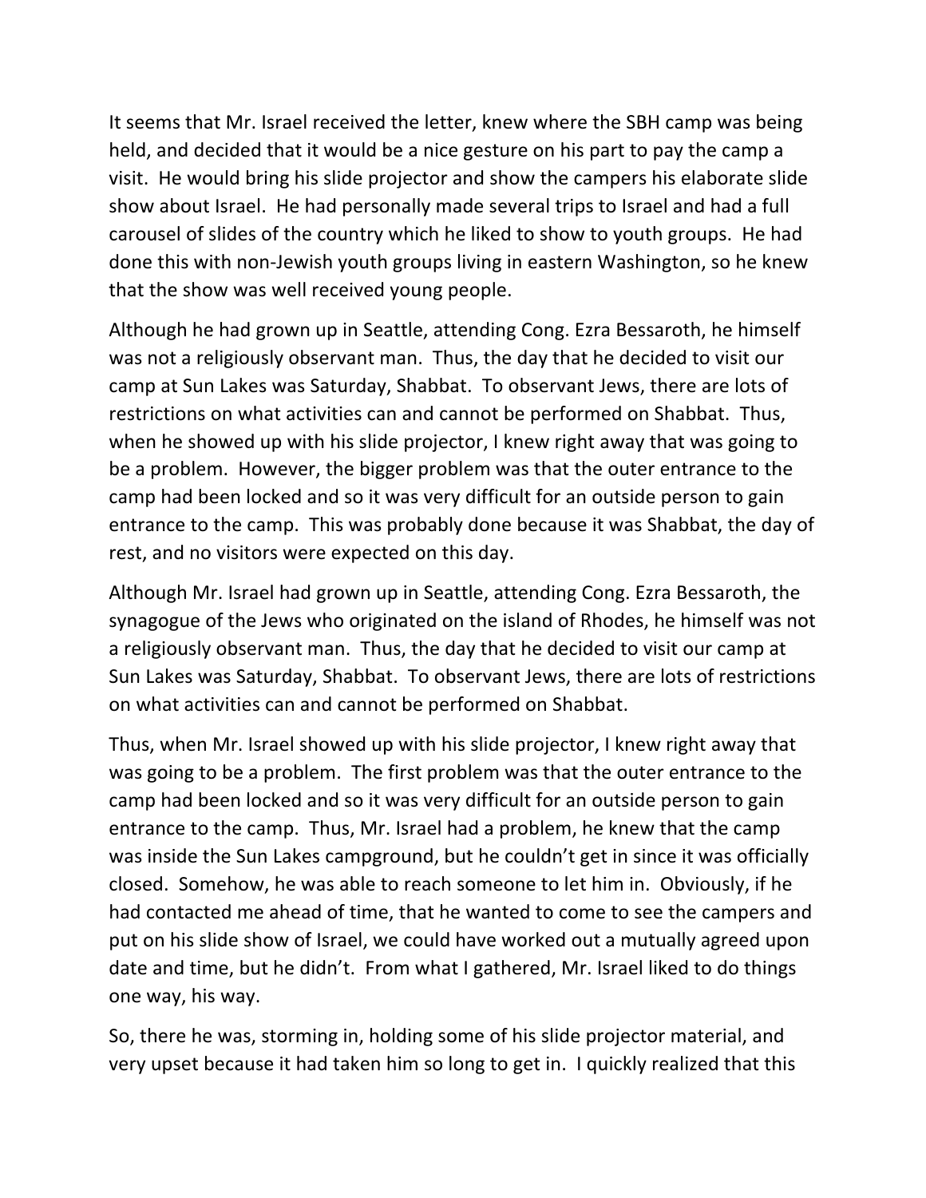It seems that Mr. Israel received the letter, knew where the SBH camp was being held, and decided that it would be a nice gesture on his part to pay the camp a visit. He would bring his slide projector and show the campers his elaborate slide show about Israel. He had personally made several trips to Israel and had a full carousel of slides of the country which he liked to show to youth groups. He had done this with non-Jewish youth groups living in eastern Washington, so he knew that the show was well received young people.

Although he had grown up in Seattle, attending Cong. Ezra Bessaroth, he himself was not a religiously observant man. Thus, the day that he decided to visit our camp at Sun Lakes was Saturday, Shabbat. To observant Jews, there are lots of restrictions on what activities can and cannot be performed on Shabbat. Thus, when he showed up with his slide projector, I knew right away that was going to be a problem. However, the bigger problem was that the outer entrance to the camp had been locked and so it was very difficult for an outside person to gain entrance to the camp. This was probably done because it was Shabbat, the day of rest, and no visitors were expected on this day.

Although Mr. Israel had grown up in Seattle, attending Cong. Ezra Bessaroth, the synagogue of the Jews who originated on the island of Rhodes, he himself was not a religiously observant man. Thus, the day that he decided to visit our camp at Sun Lakes was Saturday, Shabbat. To observant Jews, there are lots of restrictions on what activities can and cannot be performed on Shabbat.

Thus, when Mr. Israel showed up with his slide projector, I knew right away that was going to be a problem. The first problem was that the outer entrance to the camp had been locked and so it was very difficult for an outside person to gain entrance to the camp. Thus, Mr. Israel had a problem, he knew that the camp was inside the Sun Lakes campground, but he couldn't get in since it was officially closed. Somehow, he was able to reach someone to let him in. Obviously, if he had contacted me ahead of time, that he wanted to come to see the campers and put on his slide show of Israel, we could have worked out a mutually agreed upon date and time, but he didn't. From what I gathered, Mr. Israel liked to do things one way, his way.

So, there he was, storming in, holding some of his slide projector material, and very upset because it had taken him so long to get in. I quickly realized that this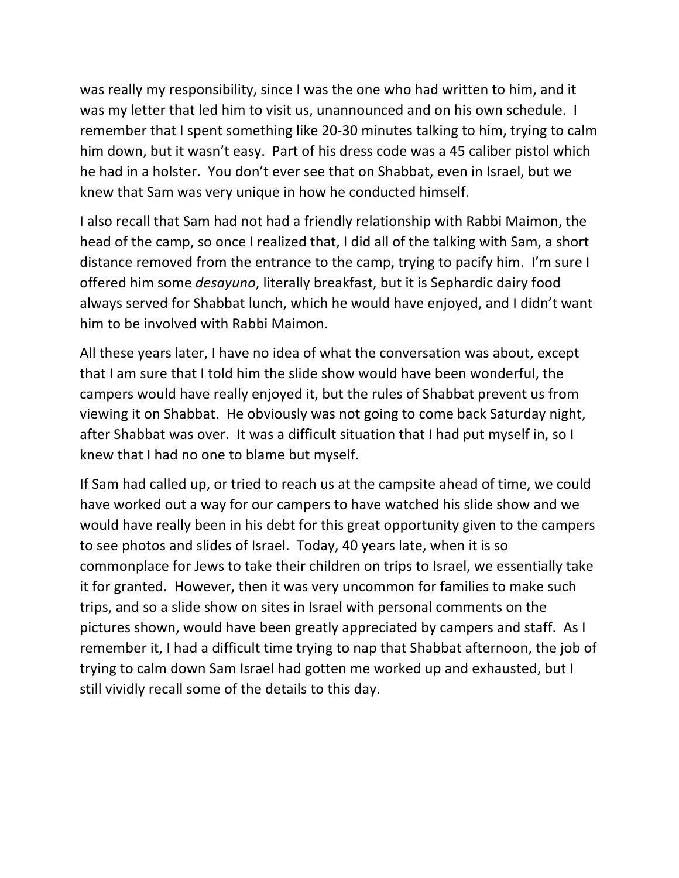was really my responsibility, since I was the one who had written to him, and it was my letter that led him to visit us, unannounced and on his own schedule. I remember that I spent something like 20-30 minutes talking to him, trying to calm him down, but it wasn't easy. Part of his dress code was a 45 caliber pistol which he had in a holster. You don't ever see that on Shabbat, even in Israel, but we knew that Sam was very unique in how he conducted himself.

I also recall that Sam had not had a friendly relationship with Rabbi Maimon, the head of the camp, so once I realized that, I did all of the talking with Sam, a short distance removed from the entrance to the camp, trying to pacify him. I'm sure I offered him some *desayuno*, literally breakfast, but it is Sephardic dairy food always served for Shabbat lunch, which he would have enjoyed, and I didn't want him to be involved with Rabbi Maimon.

All these years later, I have no idea of what the conversation was about, except that I am sure that I told him the slide show would have been wonderful, the campers would have really enjoyed it, but the rules of Shabbat prevent us from viewing it on Shabbat. He obviously was not going to come back Saturday night, after Shabbat was over. It was a difficult situation that I had put myself in, so I knew that I had no one to blame but myself.

If Sam had called up, or tried to reach us at the campsite ahead of time, we could have worked out a way for our campers to have watched his slide show and we would have really been in his debt for this great opportunity given to the campers to see photos and slides of Israel. Today, 40 years late, when it is so commonplace for Jews to take their children on trips to Israel, we essentially take it for granted. However, then it was very uncommon for families to make such trips, and so a slide show on sites in Israel with personal comments on the pictures shown, would have been greatly appreciated by campers and staff. As I remember it, I had a difficult time trying to nap that Shabbat afternoon, the job of trying to calm down Sam Israel had gotten me worked up and exhausted, but I still vividly recall some of the details to this day.